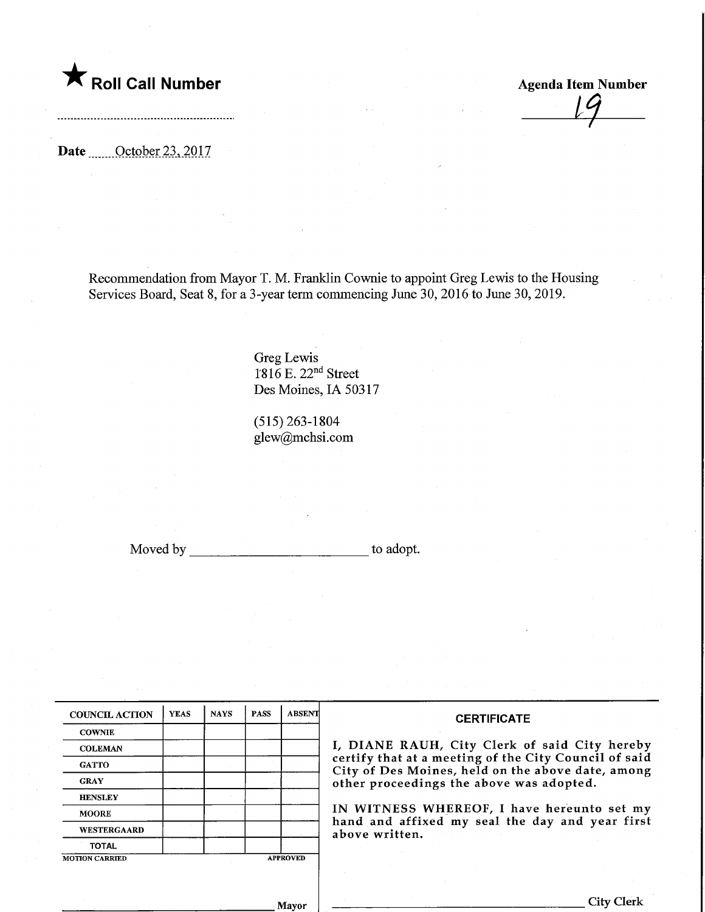★ **Roll Call Number**

**Agenda Item Number**

19

**Date** October 23, 2017

Recommendation from Mayor T. M. Franklin Cownie to appoint Greg Lewis to the Housing Services Board, Seat 8, for a 3-year term commencing June 30, 2016 to June 30, 2019.

Greg Lewis
1816 E. 22nd Street
Des Moines, IA 50317

(515) 263-1804
glew@mchsi.com

Moved by \_\_\_\_\_\_\_\_\_\_\_\_\_\_\_\_\_\_\_\_\_\_\_\_ to adopt.

| COUNCIL ACTION | YEAS | NAYS | PASS | ABSENT |
|---|---|---|---|---|
| COWNIE | | | | |
| COLEMAN | | | | |
| GATTO | | | | |
| GRAY | | | | |
| HENSLEY | | | | |
| MOORE | | | | |
| WESTERGAARD | | | | |
| TOTAL | | | | |
| MOTION CARRIED | | | | APPROVED |

\_\_\_\_\_\_\_\_\_\_\_\_\_\_\_\_\_\_\_\_\_\_\_\_ Mayor

**CERTIFICATE**

I, DIANE RAUH, City Clerk of said City hereby certify that at a meeting of the City Council of said City of Des Moines, held on the above date, among other proceedings the above was adopted.

IN WITNESS WHEREOF, I have hereunto set my hand and affixed my seal the day and year first above written.

\_\_\_\_\_\_\_\_\_\_\_\_\_\_\_\_\_\_\_\_\_\_\_\_ City Clerk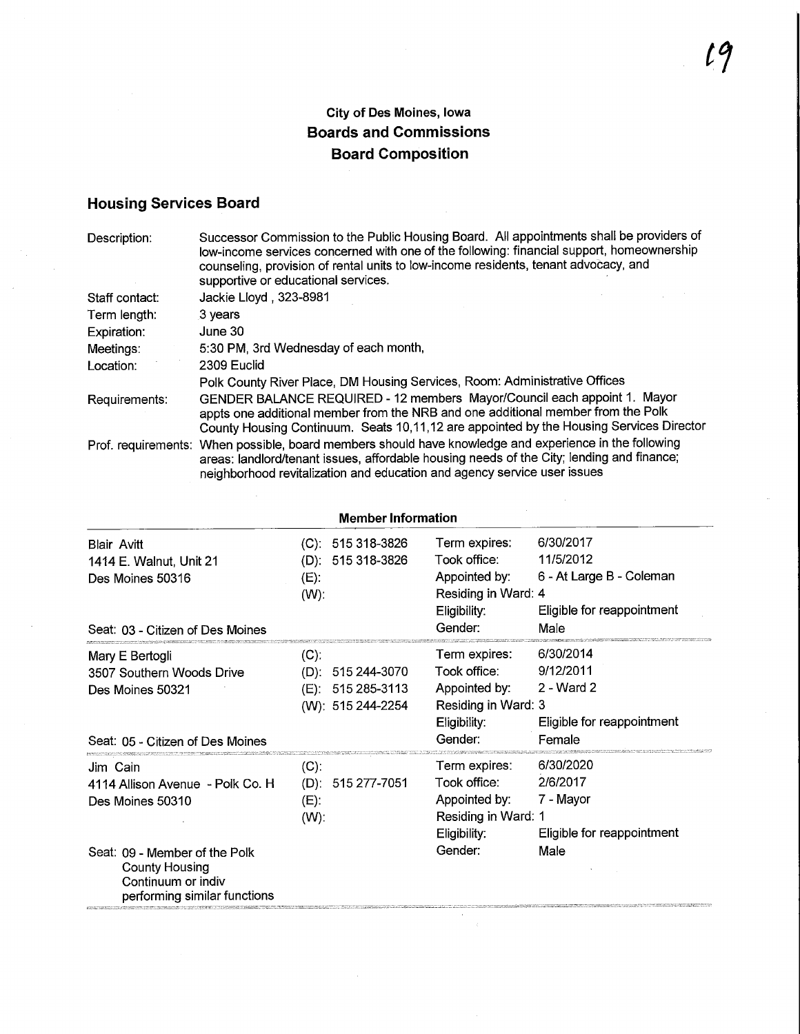## City of Des Moines, Iowa
## Boards and Commissions
## Board Composition

### Housing Services Board

| | |
|---|---|
| Description: | Successor Commission to the Public Housing Board. All appointments shall be providers of low-income services concerned with one of the following: financial support, homeownership counseling, provision of rental units to low-income residents, tenant advocacy, and supportive or educational services. |
| Staff contact: | Jackie Lloyd , 323-8981 |
| Term length: | 3 years |
| Expiration: | June 30 |
| Meetings: | 5:30 PM, 3rd Wednesday of each month, |
| Location: | 2309 Euclid<br>Polk County River Place, DM Housing Services, Room: Administrative Offices |
| Requirements: | GENDER BALANCE REQUIRED - 12 members Mayor/Council each appoint 1. Mayor appts one additional member from the NRB and one additional member from the Polk County Housing Continuum. Seats 10,11,12 are appointed by the Housing Services Director |
| Prof. requirements: | When possible, board members should have knowledge and experience in the following areas: landlord/tenant issues, affordable housing needs of the City; lending and finance; neighborhood revitalization and education and agency service user issues |

**Member Information**

| Member | Phone | | |
|---|---|---|---|
| Blair Avitt<br>1414 E. Walnut, Unit 21<br>Des Moines 50316<br>Seat: 03 - Citizen of Des Moines | (C): 515 318-3826<br>(D): 515 318-3826<br>(E):<br>(W): | Term expires:<br>Took office:<br>Appointed by:<br>Residing in Ward: 4<br>Eligibility:<br>Gender: | 6/30/2017<br>11/5/2012<br>6 - At Large B - Coleman<br><br>Eligible for reappointment<br>Male |
| Mary E Bertogli<br>3507 Southern Woods Drive<br>Des Moines 50321<br>Seat: 05 - Citizen of Des Moines | (C):<br>(D): 515 244-3070<br>(E): 515 285-3113<br>(W): 515 244-2254 | Term expires:<br>Took office:<br>Appointed by:<br>Residing in Ward: 3<br>Eligibility:<br>Gender: | 6/30/2014<br>9/12/2011<br>2 - Ward 2<br><br>Eligible for reappointment<br>Female |
| Jim Cain<br>4114 Allison Avenue - Polk Co. H<br>Des Moines 50310<br>Seat: 09 - Member of the Polk County Housing Continuum or indiv performing similar functions | (C):<br>(D): 515 277-7051<br>(E):<br>(W): | Term expires:<br>Took office:<br>Appointed by:<br>Residing in Ward: 1<br>Eligibility:<br>Gender: | 6/30/2020<br>2/6/2017<br>7 - Mayor<br><br>Eligible for reappointment<br>Male |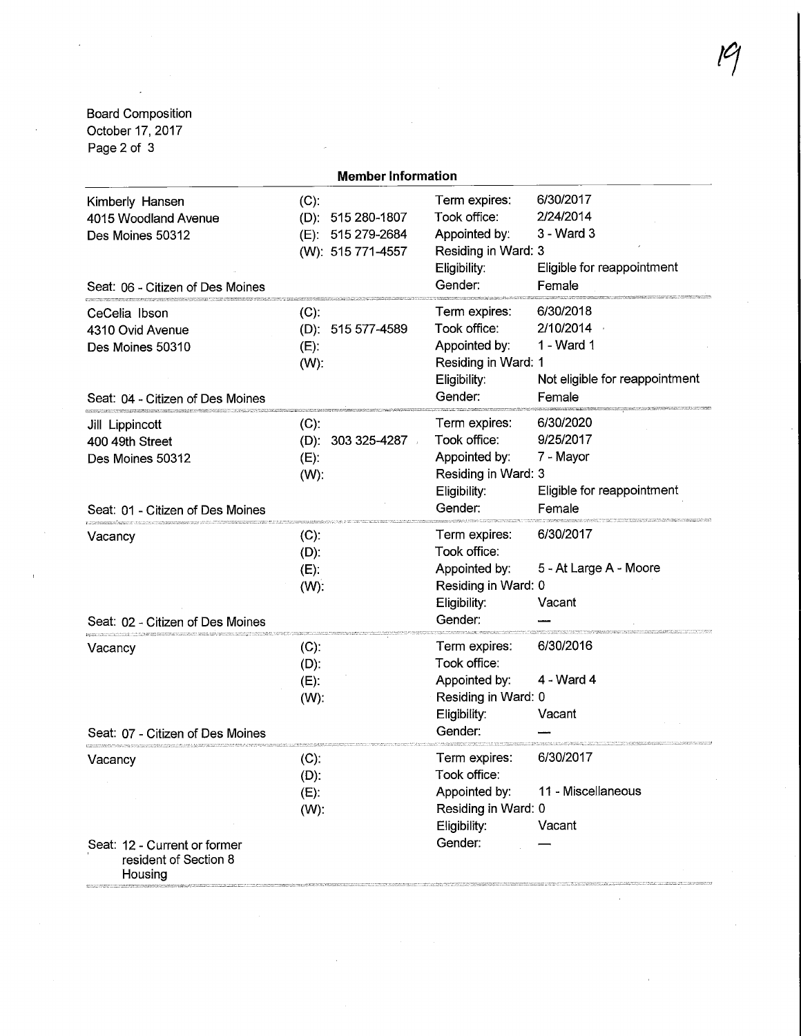Board Composition
October 17, 2017

## Member Information

| Name / Address | Phone | Details | |
|---|---|---|---|
| Kimberly Hansen<br>4015 Woodland Avenue<br>Des Moines 50312<br><br>Seat: 06 - Citizen of Des Moines | (C):<br>(D): 515 280-1807<br>(E): 515 279-2684<br>(W): 515 771-4557 | Term expires:<br>Took office:<br>Appointed by:<br>Residing in Ward:<br>Eligibility:<br>Gender: | 6/30/2017<br>2/24/2014<br>3 - Ward 3<br>3<br>Eligible for reappointment<br>Female |
| CeCelia Ibson<br>4310 Ovid Avenue<br>Des Moines 50310<br><br>Seat: 04 - Citizen of Des Moines | (C):<br>(D): 515 577-4589<br>(E):<br>(W): | Term expires:<br>Took office:<br>Appointed by:<br>Residing in Ward:<br>Eligibility:<br>Gender: | 6/30/2018<br>2/10/2014<br>1 - Ward 1<br>1<br>Not eligible for reappointment<br>Female |
| Jill Lippincott<br>400 49th Street<br>Des Moines 50312<br><br>Seat: 01 - Citizen of Des Moines | (C):<br>(D): 303 325-4287<br>(E):<br>(W): | Term expires:<br>Took office:<br>Appointed by:<br>Residing in Ward:<br>Eligibility:<br>Gender: | 6/30/2020<br>9/25/2017<br>7 - Mayor<br>3<br>Eligible for reappointment<br>Female |
| Vacancy<br><br>Seat: 02 - Citizen of Des Moines | (C):<br>(D):<br>(E):<br>(W): | Term expires:<br>Took office:<br>Appointed by:<br>Residing in Ward:<br>Eligibility:<br>Gender: | 6/30/2017<br><br>5 - At Large A - Moore<br>0<br>Vacant<br>— |
| Vacancy<br><br>Seat: 07 - Citizen of Des Moines | (C):<br>(D):<br>(E):<br>(W): | Term expires:<br>Took office:<br>Appointed by:<br>Residing in Ward:<br>Eligibility:<br>Gender: | 6/30/2016<br><br>4 - Ward 4<br>0<br>Vacant<br>— |
| Vacancy<br><br>Seat: 12 - Current or former resident of Section 8 Housing | (C):<br>(D):<br>(E):<br>(W): | Term expires:<br>Took office:<br>Appointed by:<br>Residing in Ward:<br>Eligibility:<br>Gender: | 6/30/2017<br><br>11 - Miscellaneous<br>0<br>Vacant<br>— |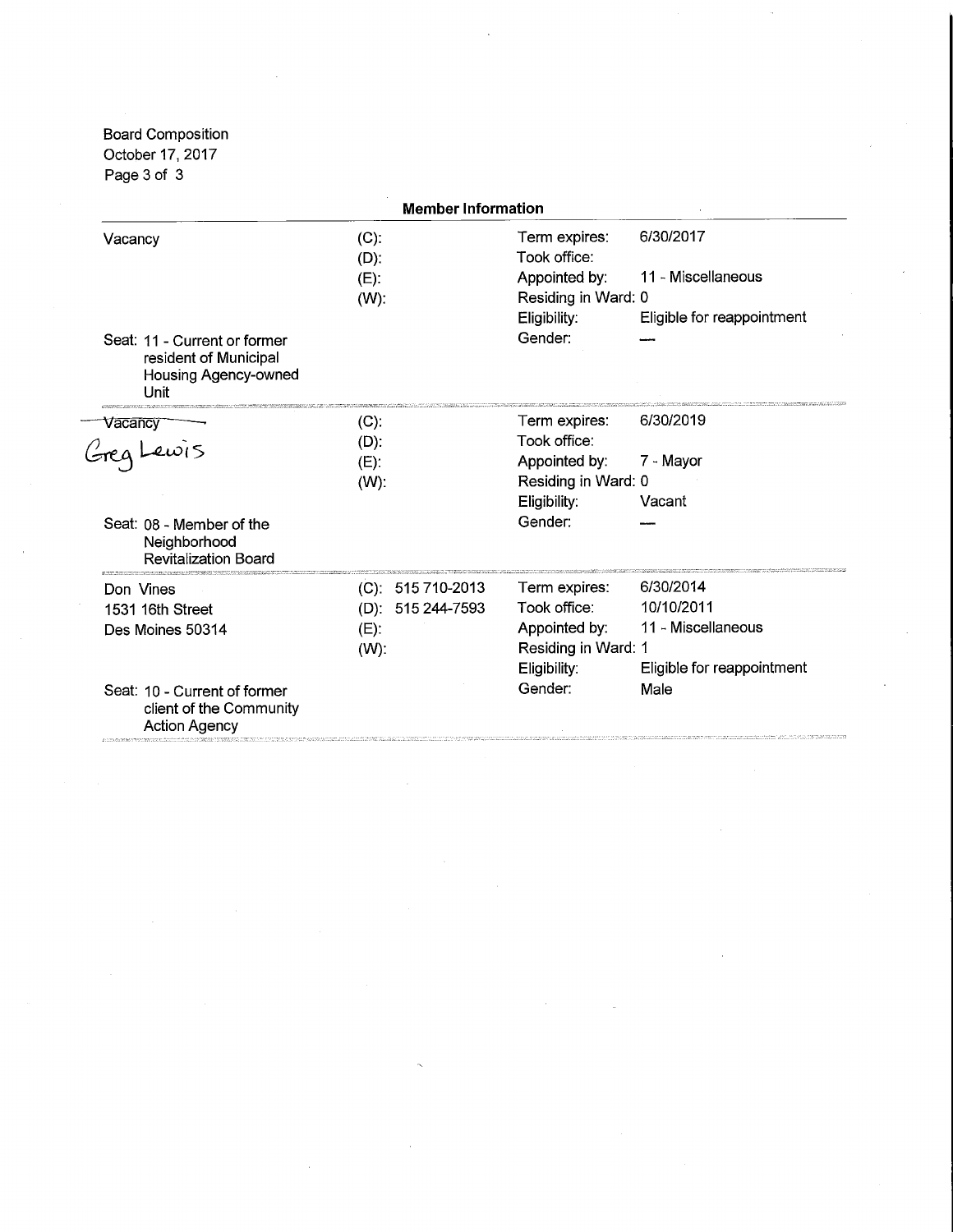Board Composition
October 17, 2017

## Member Information

| | | | |
|---|---|---|---|
| Vacancy<br><br>Seat: 11 - Current or former resident of Municipal Housing Agency-owned Unit | (C):<br>(D):<br>(E):<br>(W): | Term expires:<br>Took office:<br>Appointed by:<br>Residing in Ward:<br>Eligibility:<br>Gender: | 6/30/2017<br><br>11 - Miscellaneous<br>0<br>Eligible for reappointment<br>— |
| ~~Vacancy~~ Greg Lewis<br><br>Seat: 08 - Member of the Neighborhood Revitalization Board | (C):<br>(D):<br>(E):<br>(W): | Term expires:<br>Took office:<br>Appointed by:<br>Residing in Ward:<br>Eligibility:<br>Gender: | 6/30/2019<br><br>7 - Mayor<br>0<br>Vacant<br>— |
| Don Vines<br>1531 16th Street<br>Des Moines 50314<br><br>Seat: 10 - Current of former client of the Community Action Agency | (C): 515 710-2013<br>(D): 515 244-7593<br>(E):<br>(W): | Term expires:<br>Took office:<br>Appointed by:<br>Residing in Ward:<br>Eligibility:<br>Gender: | 6/30/2014<br>10/10/2011<br>11 - Miscellaneous<br>1<br>Eligible for reappointment<br>Male |